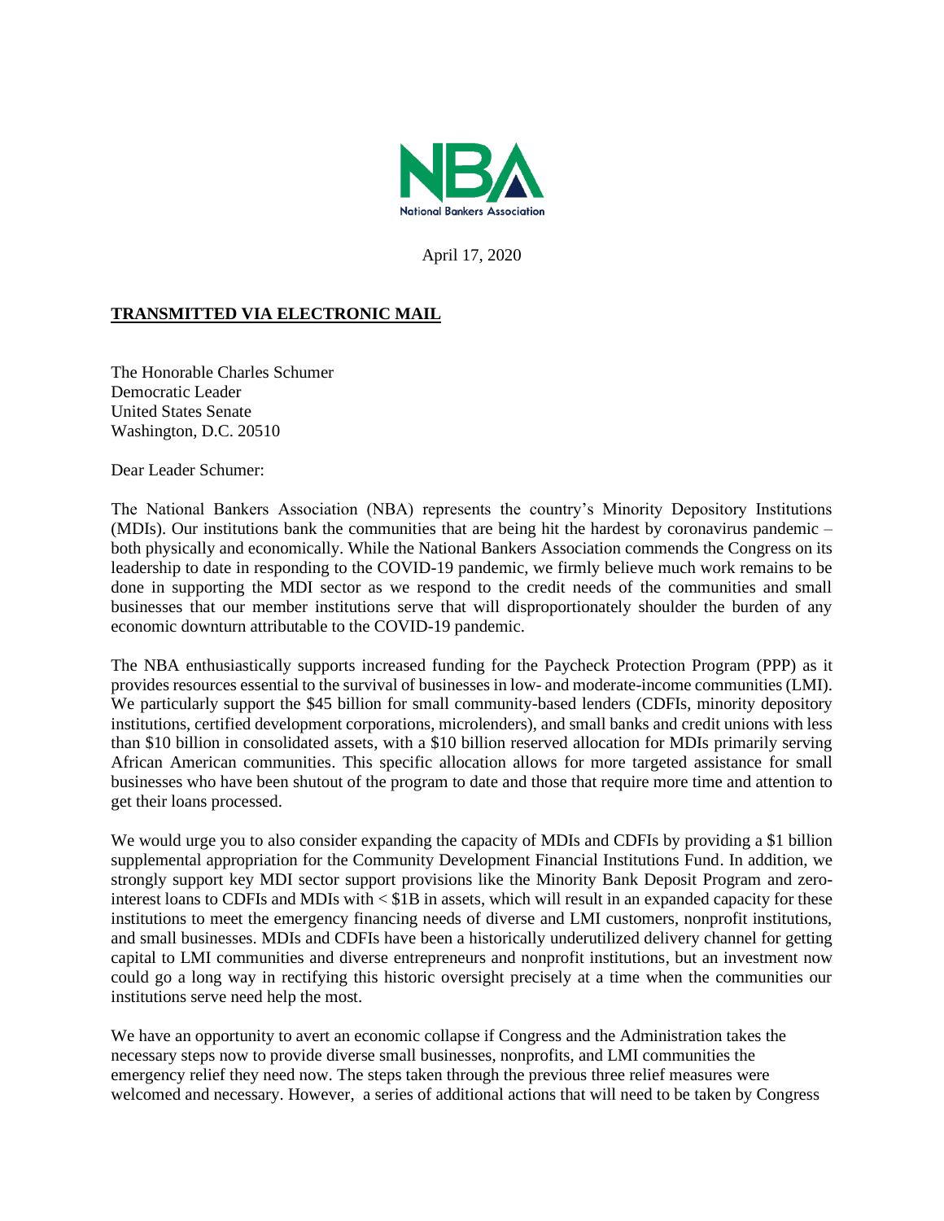NBA
National Bankers Association

April 17, 2020

**TRANSMITTED VIA ELECTRONIC MAIL**

The Honorable Charles Schumer
Democratic Leader
United States Senate
Washington, D.C. 20510

Dear Leader Schumer:

The National Bankers Association (NBA) represents the country's Minority Depository Institutions (MDIs). Our institutions bank the communities that are being hit the hardest by coronavirus pandemic – both physically and economically. While the National Bankers Association commends the Congress on its leadership to date in responding to the COVID-19 pandemic, we firmly believe much work remains to be done in supporting the MDI sector as we respond to the credit needs of the communities and small businesses that our member institutions serve that will disproportionately shoulder the burden of any economic downturn attributable to the COVID-19 pandemic.

The NBA enthusiastically supports increased funding for the Paycheck Protection Program (PPP) as it provides resources essential to the survival of businesses in low- and moderate-income communities (LMI). We particularly support the $45 billion for small community-based lenders (CDFIs, minority depository institutions, certified development corporations, microlenders), and small banks and credit unions with less than $10 billion in consolidated assets, with a $10 billion reserved allocation for MDIs primarily serving African American communities. This specific allocation allows for more targeted assistance for small businesses who have been shutout of the program to date and those that require more time and attention to get their loans processed.

We would urge you to also consider expanding the capacity of MDIs and CDFIs by providing a $1 billion supplemental appropriation for the Community Development Financial Institutions Fund. In addition, we strongly support key MDI sector support provisions like the Minority Bank Deposit Program and zero-interest loans to CDFIs and MDIs with < $1B in assets, which will result in an expanded capacity for these institutions to meet the emergency financing needs of diverse and LMI customers, nonprofit institutions, and small businesses. MDIs and CDFIs have been a historically underutilized delivery channel for getting capital to LMI communities and diverse entrepreneurs and nonprofit institutions, but an investment now could go a long way in rectifying this historic oversight precisely at a time when the communities our institutions serve need help the most.

We have an opportunity to avert an economic collapse if Congress and the Administration takes the necessary steps now to provide diverse small businesses, nonprofits, and LMI communities the emergency relief they need now. The steps taken through the previous three relief measures were welcomed and necessary. However, a series of additional actions that will need to be taken by Congress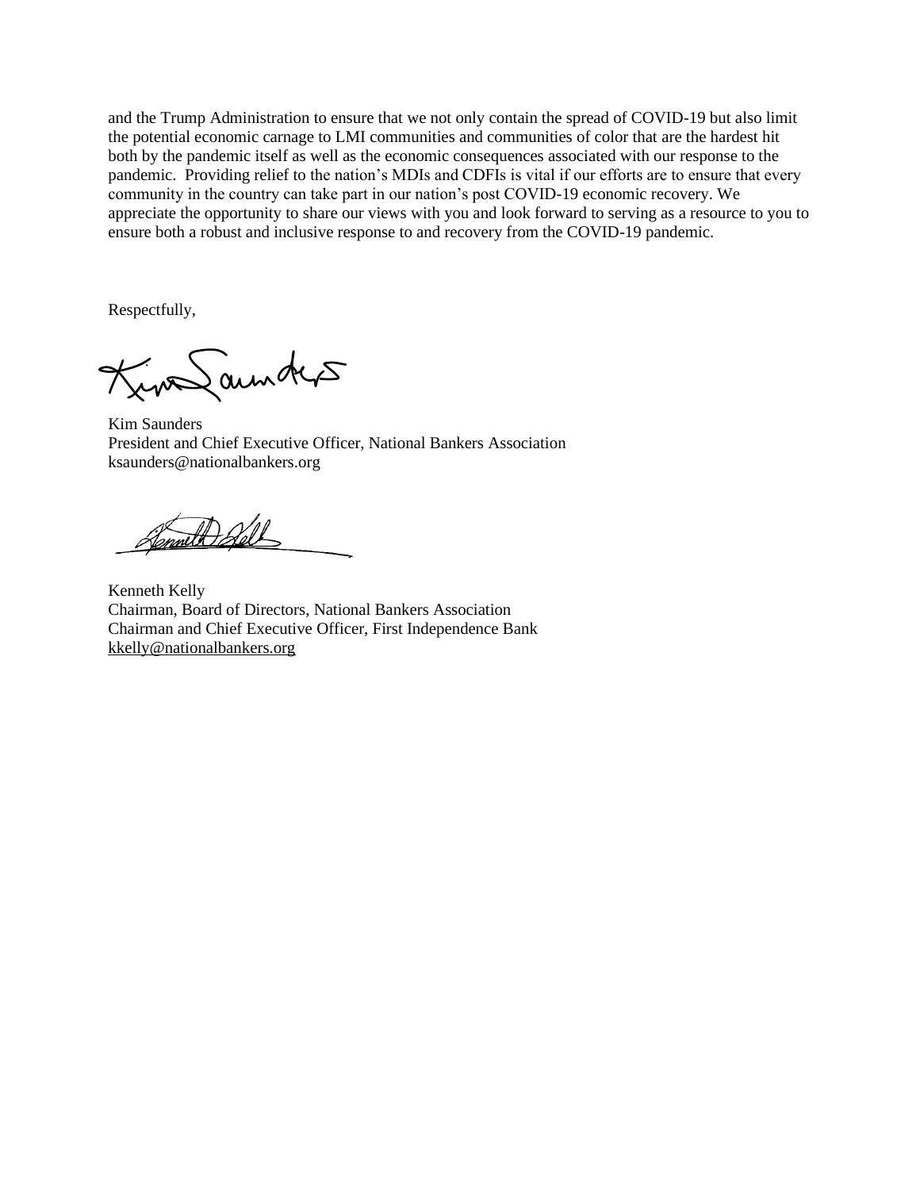and the Trump Administration to ensure that we not only contain the spread of COVID-19 but also limit the potential economic carnage to LMI communities and communities of color that are the hardest hit both by the pandemic itself as well as the economic consequences associated with our response to the pandemic. Providing relief to the nation's MDIs and CDFIs is vital if our efforts are to ensure that every community in the country can take part in our nation's post COVID-19 economic recovery. We appreciate the opportunity to share our views with you and look forward to serving as a resource to you to ensure both a robust and inclusive response to and recovery from the COVID-19 pandemic.

Respectfully,

Kim Saunders
President and Chief Executive Officer, National Bankers Association
ksaunders@nationalbankers.org

Kenneth Kelly
Chairman, Board of Directors, National Bankers Association
Chairman and Chief Executive Officer, First Independence Bank
kkelly@nationalbankers.org